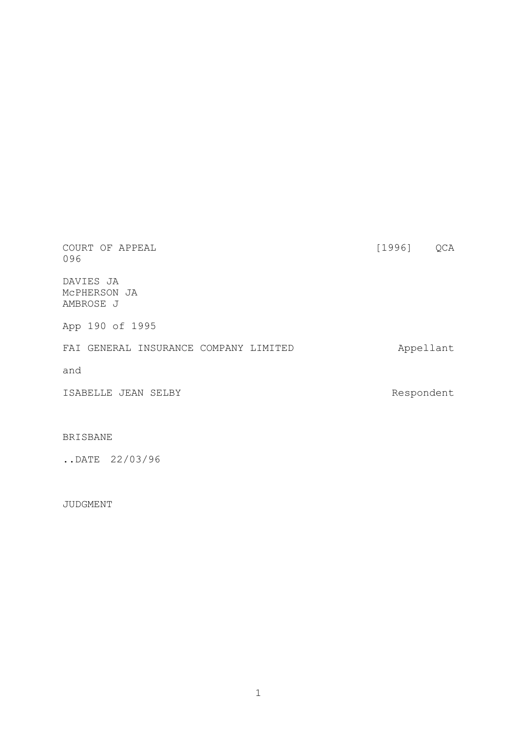COURT OF APPEAL [1996] QCA 096

DAVIES JA
McPHERSON JA
AMBROSE J

App 190 of 1995

FAI GENERAL INSURANCE COMPANY LIMITED Appellant

and

ISABELLE JEAN SELBY Respondent

BRISBANE

..DATE 22/03/96

JUDGMENT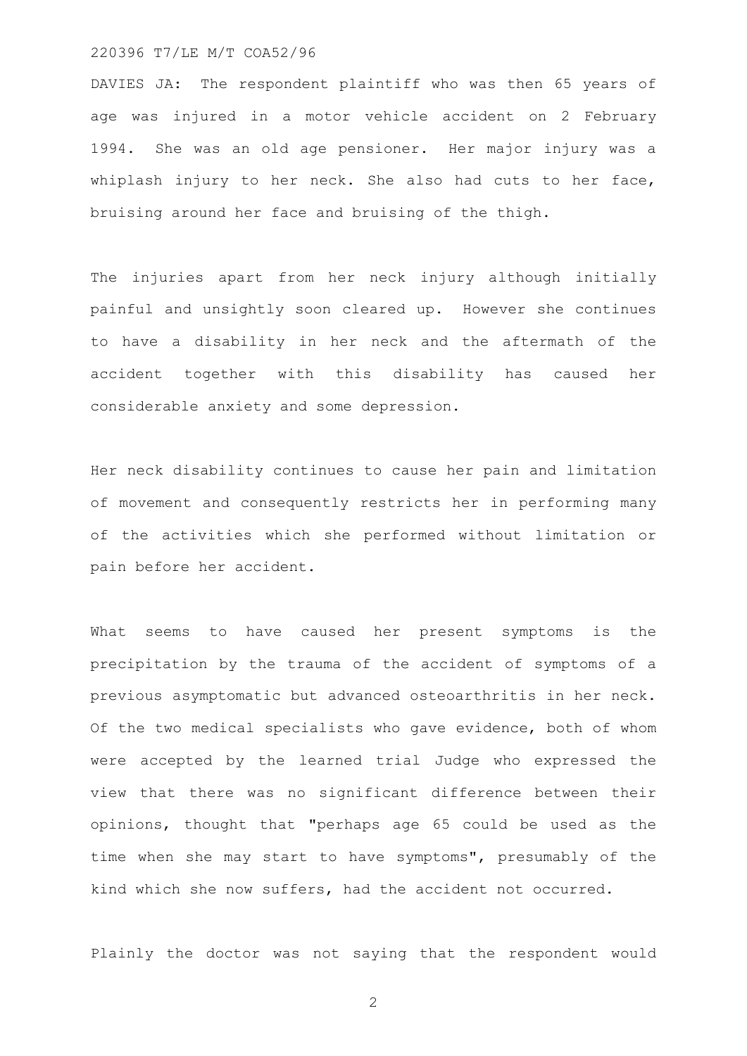220396 T7/LE M/T COA52/96

DAVIES JA: The respondent plaintiff who was then 65 years of age was injured in a motor vehicle accident on 2 February 1994. She was an old age pensioner. Her major injury was a whiplash injury to her neck. She also had cuts to her face, bruising around her face and bruising of the thigh.

The injuries apart from her neck injury although initially painful and unsightly soon cleared up. However she continues to have a disability in her neck and the aftermath of the accident together with this disability has caused her considerable anxiety and some depression.

Her neck disability continues to cause her pain and limitation of movement and consequently restricts her in performing many of the activities which she performed without limitation or pain before her accident.

What seems to have caused her present symptoms is the precipitation by the trauma of the accident of symptoms of a previous asymptomatic but advanced osteoarthritis in her neck. Of the two medical specialists who gave evidence, both of whom were accepted by the learned trial Judge who expressed the view that there was no significant difference between their opinions, thought that "perhaps age 65 could be used as the time when she may start to have symptoms", presumably of the kind which she now suffers, had the accident not occurred.

Plainly the doctor was not saying that the respondent would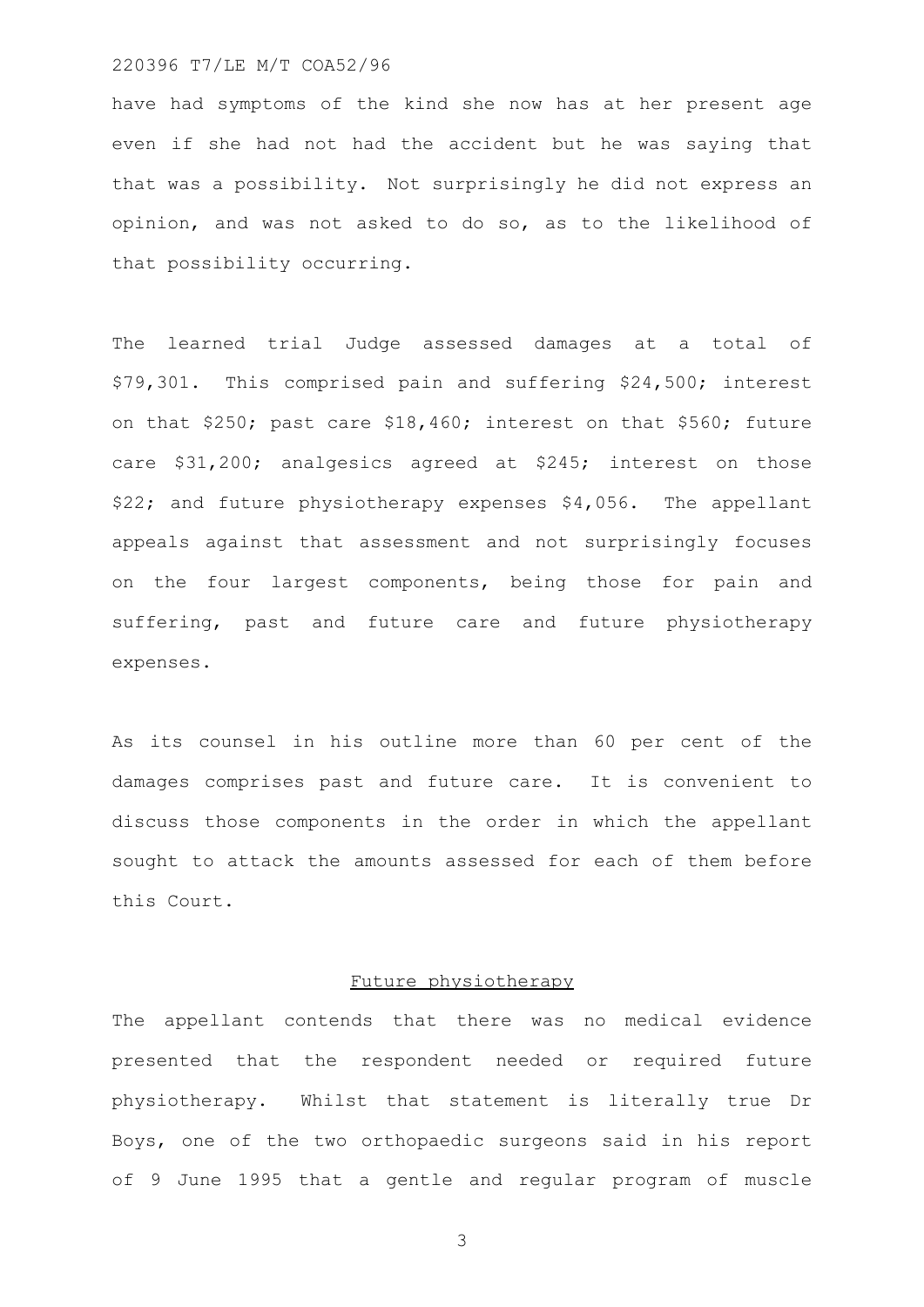have had symptoms of the kind she now has at her present age even if she had not had the accident but he was saying that that was a possibility. Not surprisingly he did not express an opinion, and was not asked to do so, as to the likelihood of that possibility occurring.

The learned trial Judge assessed damages at a total of $79,301. This comprised pain and suffering $24,500; interest on that $250; past care $18,460; interest on that $560; future care $31,200; analgesics agreed at $245; interest on those $22; and future physiotherapy expenses $4,056. The appellant appeals against that assessment and not surprisingly focuses on the four largest components, being those for pain and suffering, past and future care and future physiotherapy expenses.

As its counsel in his outline more than 60 per cent of the damages comprises past and future care. It is convenient to discuss those components in the order in which the appellant sought to attack the amounts assessed for each of them before this Court.

## Future physiotherapy

The appellant contends that there was no medical evidence presented that the respondent needed or required future physiotherapy. Whilst that statement is literally true Dr Boys, one of the two orthopaedic surgeons said in his report of 9 June 1995 that a gentle and regular program of muscle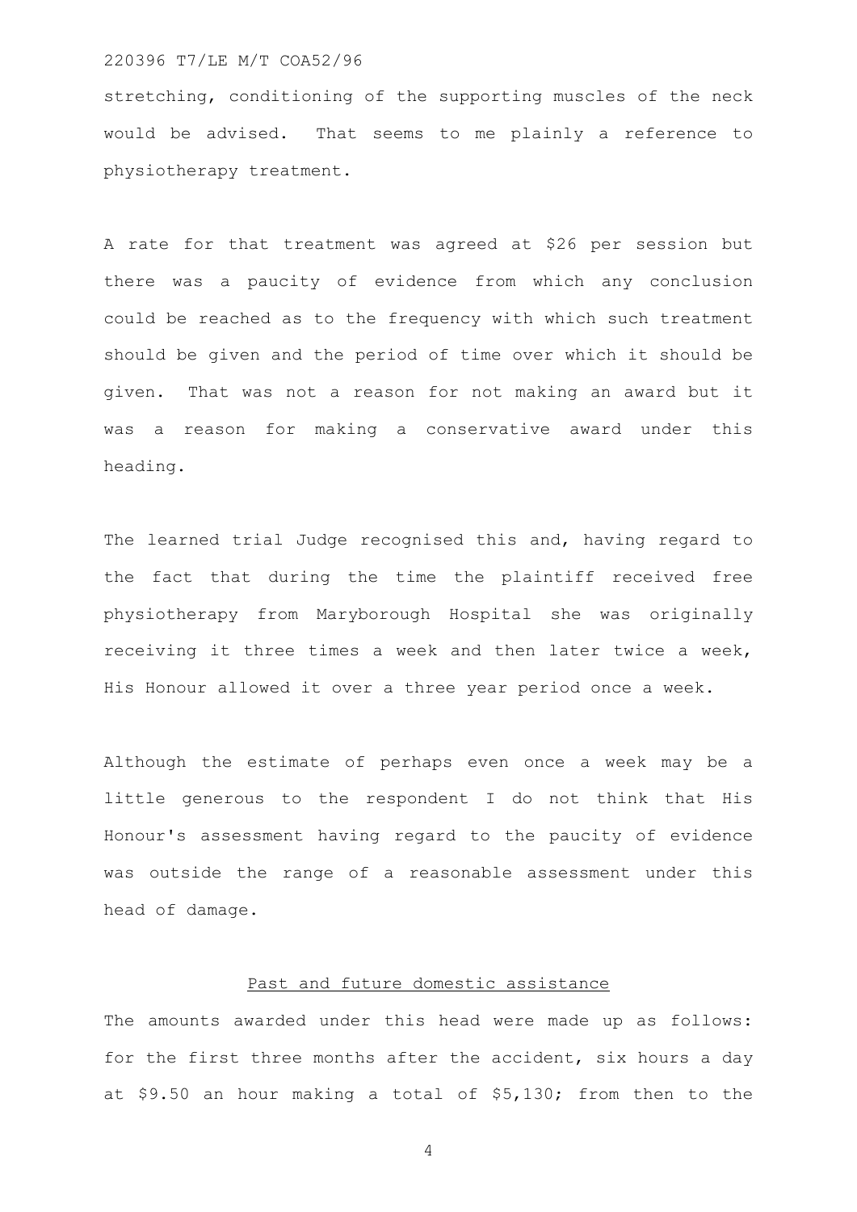stretching, conditioning of the supporting muscles of the neck would be advised. That seems to me plainly a reference to physiotherapy treatment.

A rate for that treatment was agreed at $26 per session but there was a paucity of evidence from which any conclusion could be reached as to the frequency with which such treatment should be given and the period of time over which it should be given. That was not a reason for not making an award but it was a reason for making a conservative award under this heading.

The learned trial Judge recognised this and, having regard to the fact that during the time the plaintiff received free physiotherapy from Maryborough Hospital she was originally receiving it three times a week and then later twice a week, His Honour allowed it over a three year period once a week.

Although the estimate of perhaps even once a week may be a little generous to the respondent I do not think that His Honour's assessment having regard to the paucity of evidence was outside the range of a reasonable assessment under this head of damage.

<u>Past and future domestic assistance</u>

The amounts awarded under this head were made up as follows: for the first three months after the accident, six hours a day at $9.50 an hour making a total of $5,130; from then to the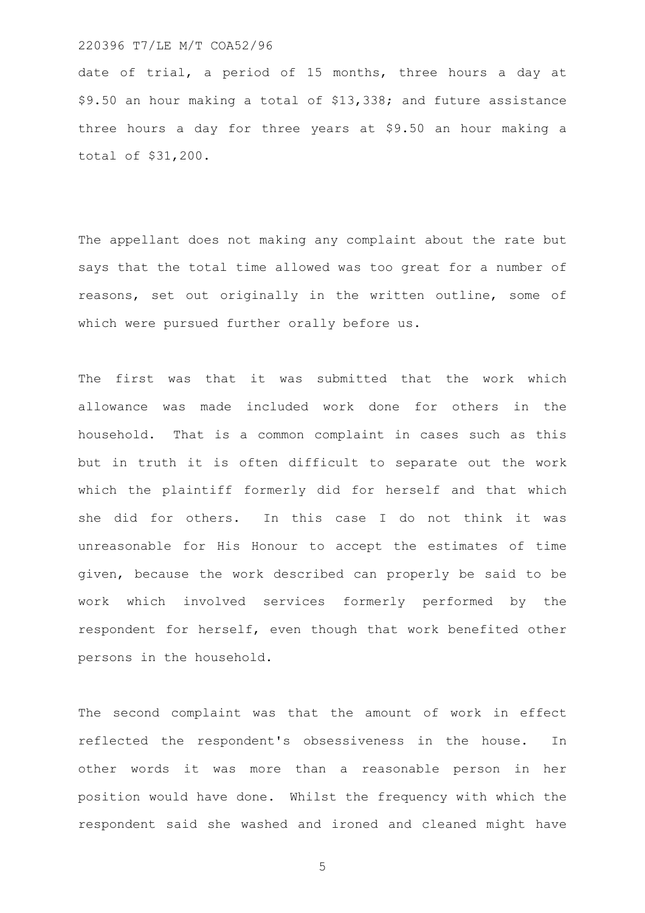date of trial, a period of 15 months, three hours a day at $9.50 an hour making a total of $13,338; and future assistance three hours a day for three years at $9.50 an hour making a total of $31,200.

The appellant does not making any complaint about the rate but says that the total time allowed was too great for a number of reasons, set out originally in the written outline, some of which were pursued further orally before us.

The first was that it was submitted that the work which allowance was made included work done for others in the household. That is a common complaint in cases such as this but in truth it is often difficult to separate out the work which the plaintiff formerly did for herself and that which she did for others. In this case I do not think it was unreasonable for His Honour to accept the estimates of time given, because the work described can properly be said to be work which involved services formerly performed by the respondent for herself, even though that work benefited other persons in the household.

The second complaint was that the amount of work in effect reflected the respondent's obsessiveness in the house. In other words it was more than a reasonable person in her position would have done. Whilst the frequency with which the respondent said she washed and ironed and cleaned might have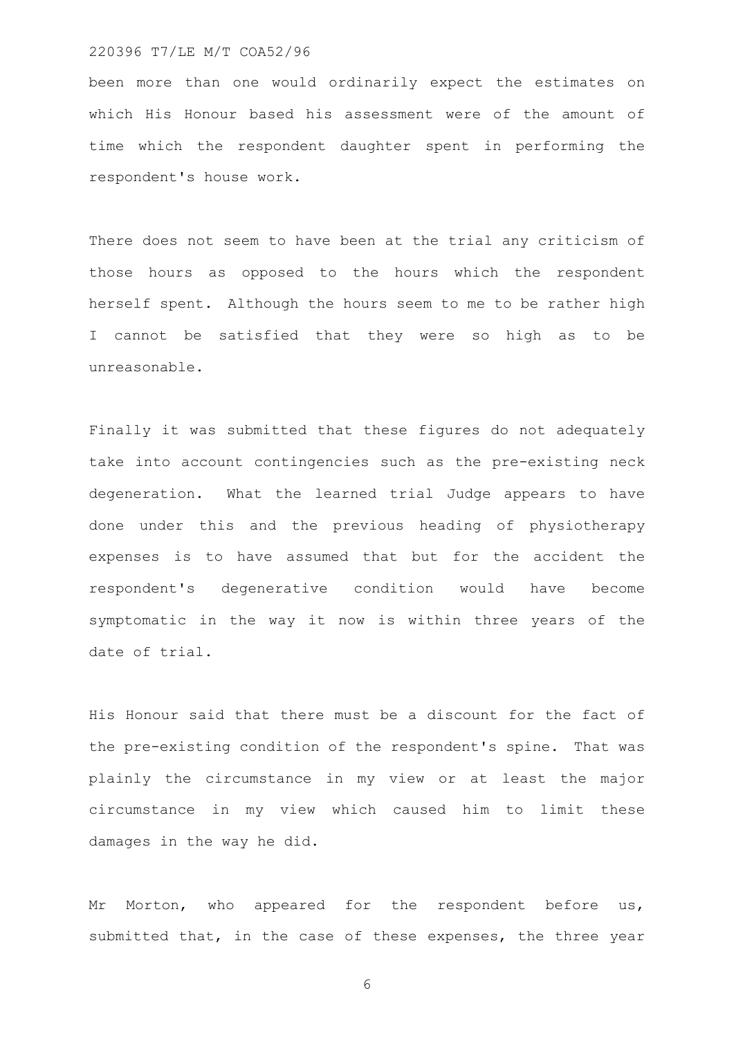been more than one would ordinarily expect the estimates on which His Honour based his assessment were of the amount of time which the respondent daughter spent in performing the respondent's house work.

There does not seem to have been at the trial any criticism of those hours as opposed to the hours which the respondent herself spent. Although the hours seem to me to be rather high I cannot be satisfied that they were so high as to be unreasonable.

Finally it was submitted that these figures do not adequately take into account contingencies such as the pre-existing neck degeneration. What the learned trial Judge appears to have done under this and the previous heading of physiotherapy expenses is to have assumed that but for the accident the respondent's degenerative condition would have become symptomatic in the way it now is within three years of the date of trial.

His Honour said that there must be a discount for the fact of the pre-existing condition of the respondent's spine. That was plainly the circumstance in my view or at least the major circumstance in my view which caused him to limit these damages in the way he did.

Mr Morton, who appeared for the respondent before us, submitted that, in the case of these expenses, the three year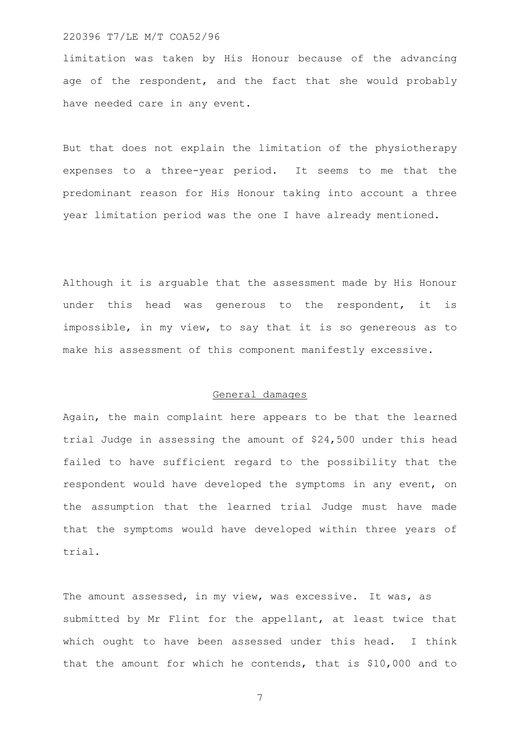limitation was taken by His Honour because of the advancing age of the respondent, and the fact that she would probably have needed care in any event.

But that does not explain the limitation of the physiotherapy expenses to a three-year period. It seems to me that the predominant reason for His Honour taking into account a three year limitation period was the one I have already mentioned.

Although it is arguable that the assessment made by His Honour under this head was generous to the respondent, it is impossible, in my view, to say that it is so genereous as to make his assessment of this component manifestly excessive.

## General damages

Again, the main complaint here appears to be that the learned trial Judge in assessing the amount of $24,500 under this head failed to have sufficient regard to the possibility that the respondent would have developed the symptoms in any event, on the assumption that the learned trial Judge must have made that the symptoms would have developed within three years of trial.

The amount assessed, in my view, was excessive. It was, as submitted by Mr Flint for the appellant, at least twice that which ought to have been assessed under this head. I think that the amount for which he contends, that is $10,000 and to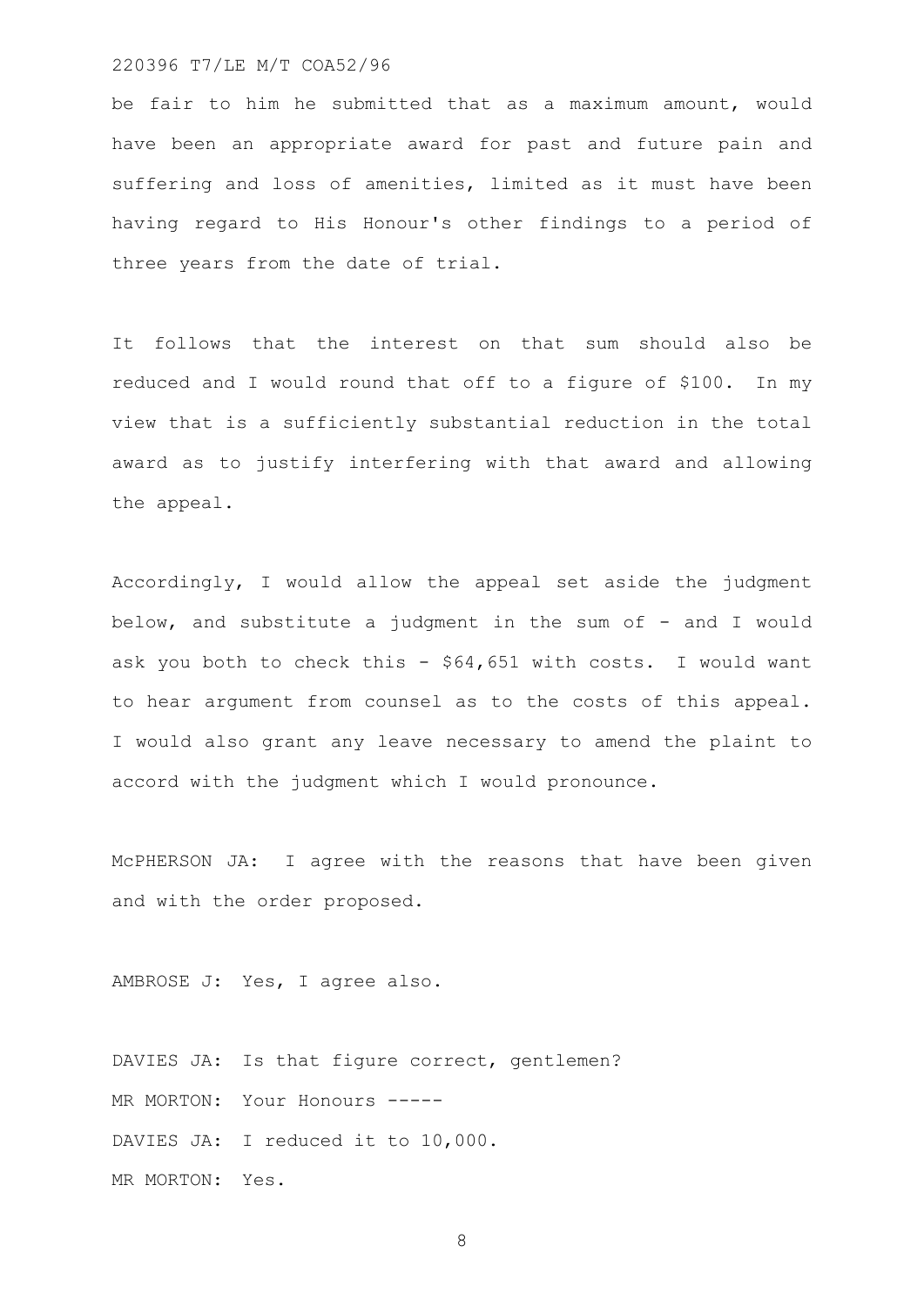be fair to him he submitted that as a maximum amount, would have been an appropriate award for past and future pain and suffering and loss of amenities, limited as it must have been having regard to His Honour's other findings to a period of three years from the date of trial.

It follows that the interest on that sum should also be reduced and I would round that off to a figure of $100. In my view that is a sufficiently substantial reduction in the total award as to justify interfering with that award and allowing the appeal.

Accordingly, I would allow the appeal set aside the judgment below, and substitute a judgment in the sum of - and I would ask you both to check this - $64,651 with costs. I would want to hear argument from counsel as to the costs of this appeal. I would also grant any leave necessary to amend the plaint to accord with the judgment which I would pronounce.

McPHERSON JA: I agree with the reasons that have been given and with the order proposed.

AMBROSE J: Yes, I agree also.

DAVIES JA: Is that figure correct, gentlemen?

MR MORTON: Your Honours -----

DAVIES JA: I reduced it to 10,000.

MR MORTON: Yes.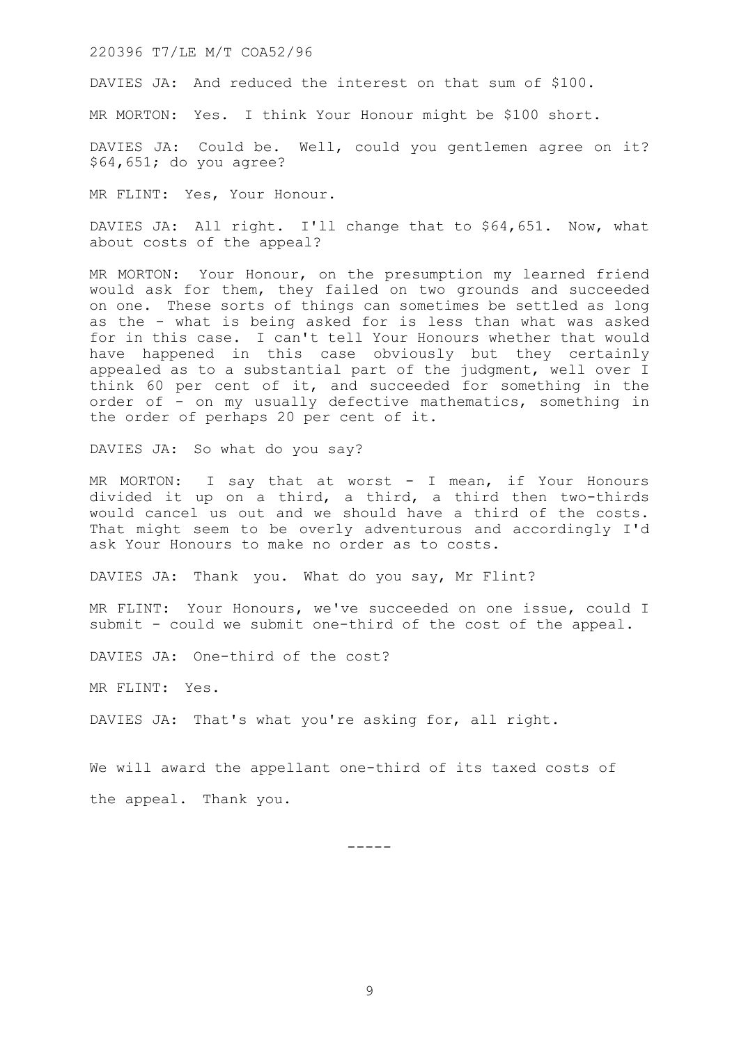DAVIES JA: And reduced the interest on that sum of $100.

MR MORTON: Yes. I think Your Honour might be $100 short.

DAVIES JA: Could be. Well, could you gentlemen agree on it? $64,651; do you agree?

MR FLINT: Yes, Your Honour.

DAVIES JA: All right. I'll change that to $64,651. Now, what about costs of the appeal?

MR MORTON: Your Honour, on the presumption my learned friend would ask for them, they failed on two grounds and succeeded on one. These sorts of things can sometimes be settled as long as the - what is being asked for is less than what was asked for in this case. I can't tell Your Honours whether that would have happened in this case obviously but they certainly appealed as to a substantial part of the judgment, well over I think 60 per cent of it, and succeeded for something in the order of - on my usually defective mathematics, something in the order of perhaps 20 per cent of it.

DAVIES JA: So what do you say?

MR MORTON: I say that at worst - I mean, if Your Honours divided it up on a third, a third, a third then two-thirds would cancel us out and we should have a third of the costs. That might seem to be overly adventurous and accordingly I'd ask Your Honours to make no order as to costs.

DAVIES JA: Thank you. What do you say, Mr Flint?

MR FLINT: Your Honours, we've succeeded on one issue, could I submit - could we submit one-third of the cost of the appeal.

DAVIES JA: One-third of the cost?

MR FLINT: Yes.

DAVIES JA: That's what you're asking for, all right.

We will award the appellant one-third of its taxed costs of the appeal. Thank you.

-----